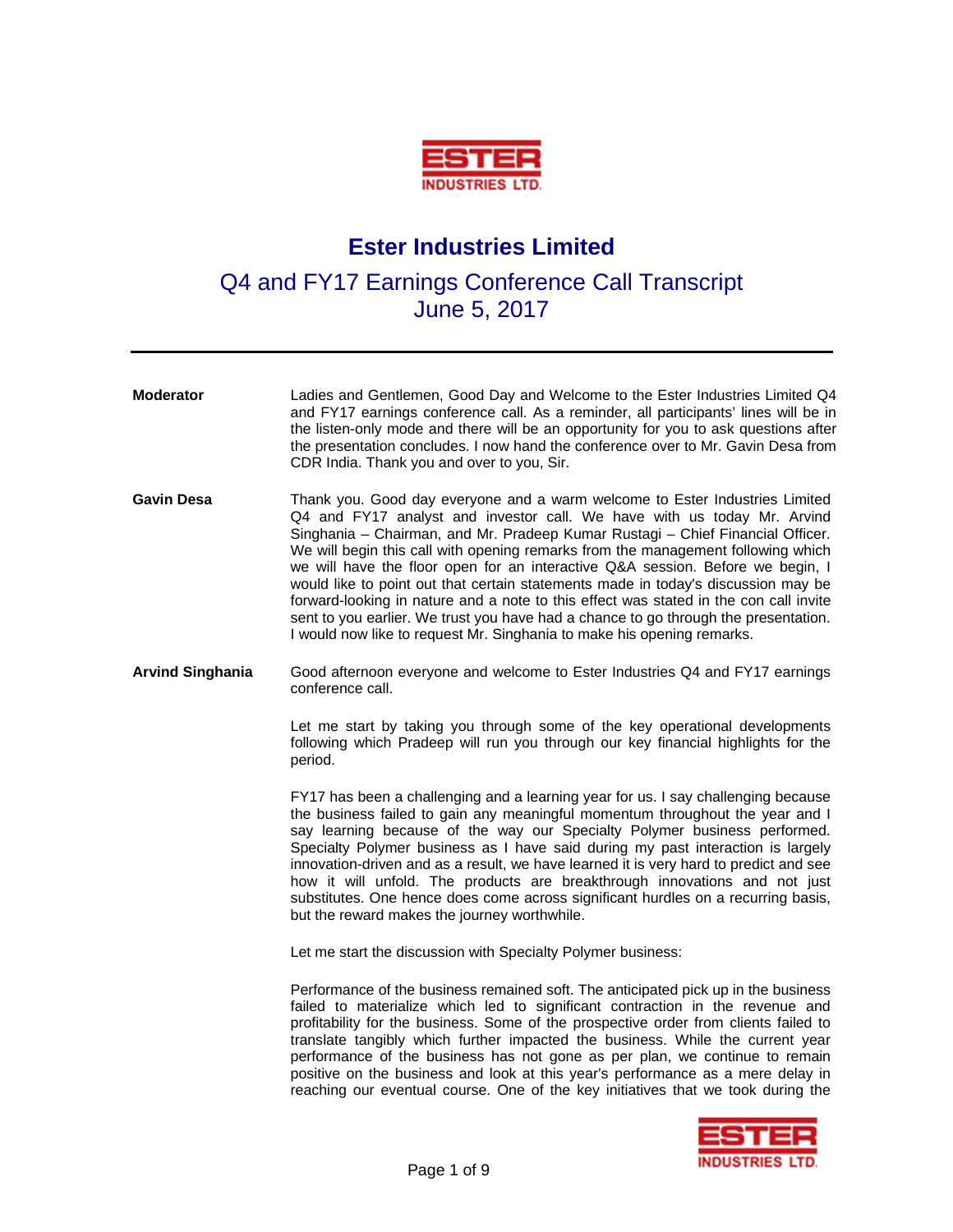# Ester Industries Limited

## Q4 and FY17 Earnings Conference Call Transcript
## June 5, 2017

---

**Moderator** Ladies and Gentlemen, Good Day and Welcome to the Ester Industries Limited Q4 and FY17 earnings conference call. As a reminder, all participants' lines will be in the listen-only mode and there will be an opportunity for you to ask questions after the presentation concludes. I now hand the conference over to Mr. Gavin Desa from CDR India. Thank you and over to you, Sir.

**Gavin Desa** Thank you. Good day everyone and a warm welcome to Ester Industries Limited Q4 and FY17 analyst and investor call. We have with us today Mr. Arvind Singhania – Chairman, and Mr. Pradeep Kumar Rustagi – Chief Financial Officer. We will begin this call with opening remarks from the management following which we will have the floor open for an interactive Q&A session. Before we begin, I would like to point out that certain statements made in today's discussion may be forward-looking in nature and a note to this effect was stated in the con call invite sent to you earlier. We trust you have had a chance to go through the presentation. I would now like to request Mr. Singhania to make his opening remarks.

**Arvind Singhania** Good afternoon everyone and welcome to Ester Industries Q4 and FY17 earnings conference call.

Let me start by taking you through some of the key operational developments following which Pradeep will run you through our key financial highlights for the period.

FY17 has been a challenging and a learning year for us. I say challenging because the business failed to gain any meaningful momentum throughout the year and I say learning because of the way our Specialty Polymer business performed. Specialty Polymer business as I have said during my past interaction is largely innovation-driven and as a result, we have learned it is very hard to predict and see how it will unfold. The products are breakthrough innovations and not just substitutes. One hence does come across significant hurdles on a recurring basis, but the reward makes the journey worthwhile.

Let me start the discussion with Specialty Polymer business:

Performance of the business remained soft. The anticipated pick up in the business failed to materialize which led to significant contraction in the revenue and profitability for the business. Some of the prospective order from clients failed to translate tangibly which further impacted the business. While the current year performance of the business has not gone as per plan, we continue to remain positive on the business and look at this year's performance as a mere delay in reaching our eventual course. One of the key initiatives that we took during the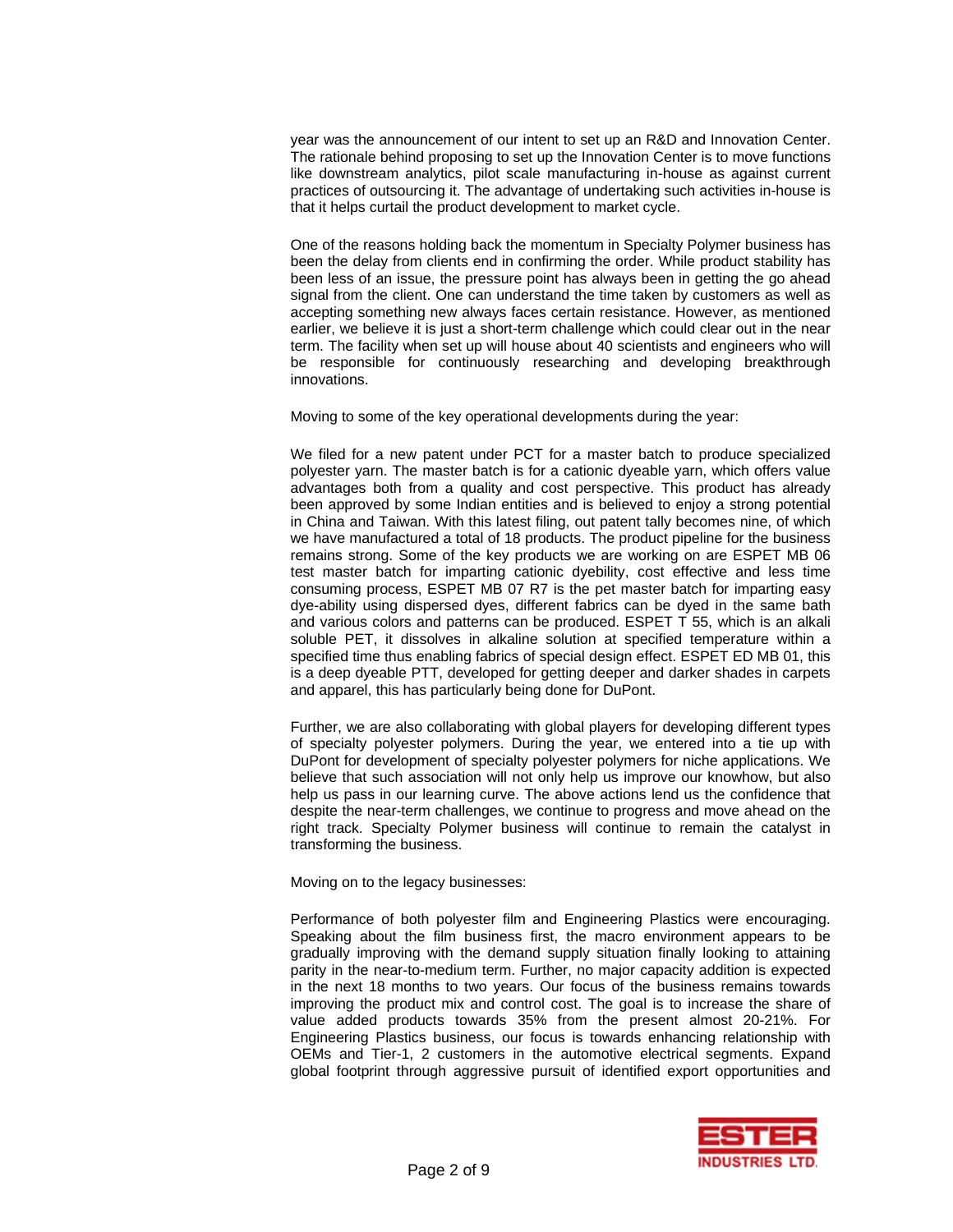year was the announcement of our intent to set up an R&D and Innovation Center. The rationale behind proposing to set up the Innovation Center is to move functions like downstream analytics, pilot scale manufacturing in-house as against current practices of outsourcing it. The advantage of undertaking such activities in-house is that it helps curtail the product development to market cycle.

One of the reasons holding back the momentum in Specialty Polymer business has been the delay from clients end in confirming the order. While product stability has been less of an issue, the pressure point has always been in getting the go ahead signal from the client. One can understand the time taken by customers as well as accepting something new always faces certain resistance. However, as mentioned earlier, we believe it is just a short-term challenge which could clear out in the near term. The facility when set up will house about 40 scientists and engineers who will be responsible for continuously researching and developing breakthrough innovations.

Moving to some of the key operational developments during the year:

We filed for a new patent under PCT for a master batch to produce specialized polyester yarn. The master batch is for a cationic dyeable yarn, which offers value advantages both from a quality and cost perspective. This product has already been approved by some Indian entities and is believed to enjoy a strong potential in China and Taiwan. With this latest filing, out patent tally becomes nine, of which we have manufactured a total of 18 products. The product pipeline for the business remains strong. Some of the key products we are working on are ESPET MB 06 test master batch for imparting cationic dyebility, cost effective and less time consuming process, ESPET MB 07 R7 is the pet master batch for imparting easy dye-ability using dispersed dyes, different fabrics can be dyed in the same bath and various colors and patterns can be produced. ESPET T 55, which is an alkali soluble PET, it dissolves in alkaline solution at specified temperature within a specified time thus enabling fabrics of special design effect. ESPET ED MB 01, this is a deep dyeable PTT, developed for getting deeper and darker shades in carpets and apparel, this has particularly being done for DuPont.

Further, we are also collaborating with global players for developing different types of specialty polyester polymers. During the year, we entered into a tie up with DuPont for development of specialty polyester polymers for niche applications. We believe that such association will not only help us improve our knowhow, but also help us pass in our learning curve. The above actions lend us the confidence that despite the near-term challenges, we continue to progress and move ahead on the right track. Specialty Polymer business will continue to remain the catalyst in transforming the business.

Moving on to the legacy businesses:

Performance of both polyester film and Engineering Plastics were encouraging. Speaking about the film business first, the macro environment appears to be gradually improving with the demand supply situation finally looking to attaining parity in the near-to-medium term. Further, no major capacity addition is expected in the next 18 months to two years. Our focus of the business remains towards improving the product mix and control cost. The goal is to increase the share of value added products towards 35% from the present almost 20-21%. For Engineering Plastics business, our focus is towards enhancing relationship with OEMs and Tier-1, 2 customers in the automotive electrical segments. Expand global footprint through aggressive pursuit of identified export opportunities and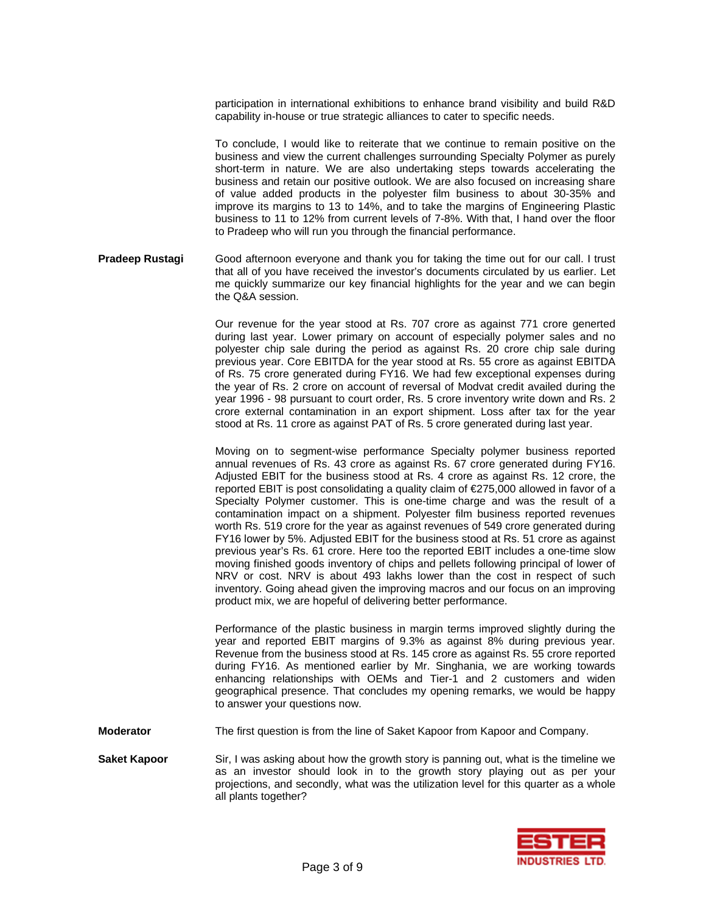participation in international exhibitions to enhance brand visibility and build R&D capability in-house or true strategic alliances to cater to specific needs.

To conclude, I would like to reiterate that we continue to remain positive on the business and view the current challenges surrounding Specialty Polymer as purely short-term in nature. We are also undertaking steps towards accelerating the business and retain our positive outlook. We are also focused on increasing share of value added products in the polyester film business to about 30-35% and improve its margins to 13 to 14%, and to take the margins of Engineering Plastic business to 11 to 12% from current levels of 7-8%. With that, I hand over the floor to Pradeep who will run you through the financial performance.

**Pradeep Rustagi** Good afternoon everyone and thank you for taking the time out for our call. I trust that all of you have received the investor's documents circulated by us earlier. Let me quickly summarize our key financial highlights for the year and we can begin the Q&A session.

Our revenue for the year stood at Rs. 707 crore as against 771 crore generted during last year. Lower primary on account of especially polymer sales and no polyester chip sale during the period as against Rs. 20 crore chip sale during previous year. Core EBITDA for the year stood at Rs. 55 crore as against EBITDA of Rs. 75 crore generated during FY16. We had few exceptional expenses during the year of Rs. 2 crore on account of reversal of Modvat credit availed during the year 1996 - 98 pursuant to court order, Rs. 5 crore inventory write down and Rs. 2 crore external contamination in an export shipment. Loss after tax for the year stood at Rs. 11 crore as against PAT of Rs. 5 crore generated during last year.

Moving on to segment-wise performance Specialty polymer business reported annual revenues of Rs. 43 crore as against Rs. 67 crore generated during FY16. Adjusted EBIT for the business stood at Rs. 4 crore as against Rs. 12 crore, the reported EBIT is post consolidating a quality claim of €275,000 allowed in favor of a Specialty Polymer customer. This is one-time charge and was the result of a contamination impact on a shipment. Polyester film business reported revenues worth Rs. 519 crore for the year as against revenues of 549 crore generated during FY16 lower by 5%. Adjusted EBIT for the business stood at Rs. 51 crore as against previous year's Rs. 61 crore. Here too the reported EBIT includes a one-time slow moving finished goods inventory of chips and pellets following principal of lower of NRV or cost. NRV is about 493 lakhs lower than the cost in respect of such inventory. Going ahead given the improving macros and our focus on an improving product mix, we are hopeful of delivering better performance.

Performance of the plastic business in margin terms improved slightly during the year and reported EBIT margins of 9.3% as against 8% during previous year. Revenue from the business stood at Rs. 145 crore as against Rs. 55 crore reported during FY16. As mentioned earlier by Mr. Singhania, we are working towards enhancing relationships with OEMs and Tier-1 and 2 customers and widen geographical presence. That concludes my opening remarks, we would be happy to answer your questions now.

**Moderator** The first question is from the line of Saket Kapoor from Kapoor and Company.

**Saket Kapoor** Sir, I was asking about how the growth story is panning out, what is the timeline we as an investor should look in to the growth story playing out as per your projections, and secondly, what was the utilization level for this quarter as a whole all plants together?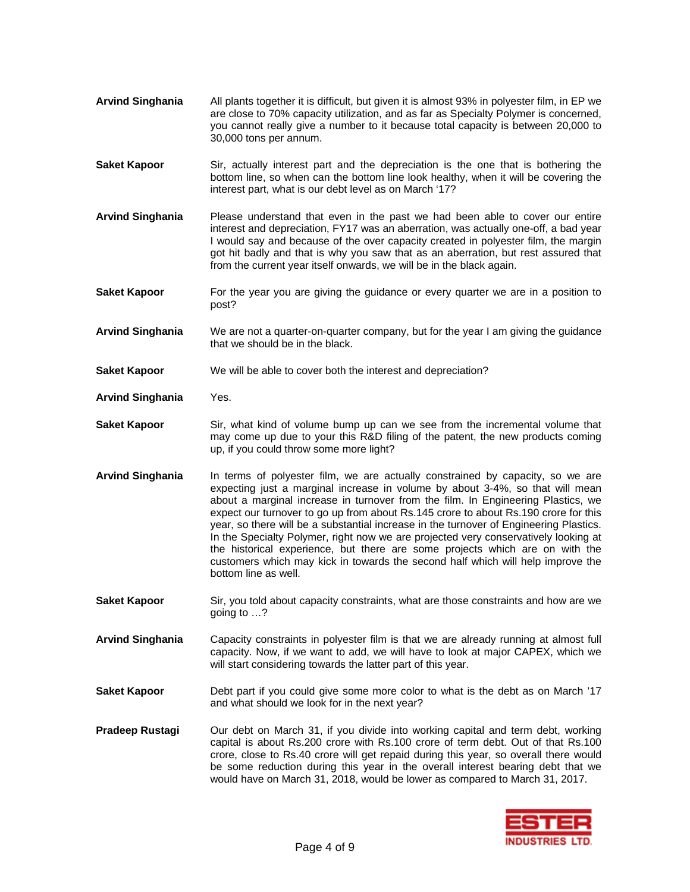**Arvind Singhania** All plants together it is difficult, but given it is almost 93% in polyester film, in EP we are close to 70% capacity utilization, and as far as Specialty Polymer is concerned, you cannot really give a number to it because total capacity is between 20,000 to 30,000 tons per annum.

**Saket Kapoor** Sir, actually interest part and the depreciation is the one that is bothering the bottom line, so when can the bottom line look healthy, when it will be covering the interest part, what is our debt level as on March '17?

**Arvind Singhania** Please understand that even in the past we had been able to cover our entire interest and depreciation, FY17 was an aberration, was actually one-off, a bad year I would say and because of the over capacity created in polyester film, the margin got hit badly and that is why you saw that as an aberration, but rest assured that from the current year itself onwards, we will be in the black again.

**Saket Kapoor** For the year you are giving the guidance or every quarter we are in a position to post?

**Arvind Singhania** We are not a quarter-on-quarter company, but for the year I am giving the guidance that we should be in the black.

**Saket Kapoor** We will be able to cover both the interest and depreciation?

**Arvind Singhania** Yes.

**Saket Kapoor** Sir, what kind of volume bump up can we see from the incremental volume that may come up due to your this R&D filing of the patent, the new products coming up, if you could throw some more light?

**Arvind Singhania** In terms of polyester film, we are actually constrained by capacity, so we are expecting just a marginal increase in volume by about 3-4%, so that will mean about a marginal increase in turnover from the film. In Engineering Plastics, we expect our turnover to go up from about Rs.145 crore to about Rs.190 crore for this year, so there will be a substantial increase in the turnover of Engineering Plastics. In the Specialty Polymer, right now we are projected very conservatively looking at the historical experience, but there are some projects which are on with the customers which may kick in towards the second half which will help improve the bottom line as well.

**Saket Kapoor** Sir, you told about capacity constraints, what are those constraints and how are we going to ...?

**Arvind Singhania** Capacity constraints in polyester film is that we are already running at almost full capacity. Now, if we want to add, we will have to look at major CAPEX, which we will start considering towards the latter part of this year.

**Saket Kapoor** Debt part if you could give some more color to what is the debt as on March '17 and what should we look for in the next year?

**Pradeep Rustagi** Our debt on March 31, if you divide into working capital and term debt, working capital is about Rs.200 crore with Rs.100 crore of term debt. Out of that Rs.100 crore, close to Rs.40 crore will get repaid during this year, so overall there would be some reduction during this year in the overall interest bearing debt that we would have on March 31, 2018, would be lower as compared to March 31, 2017.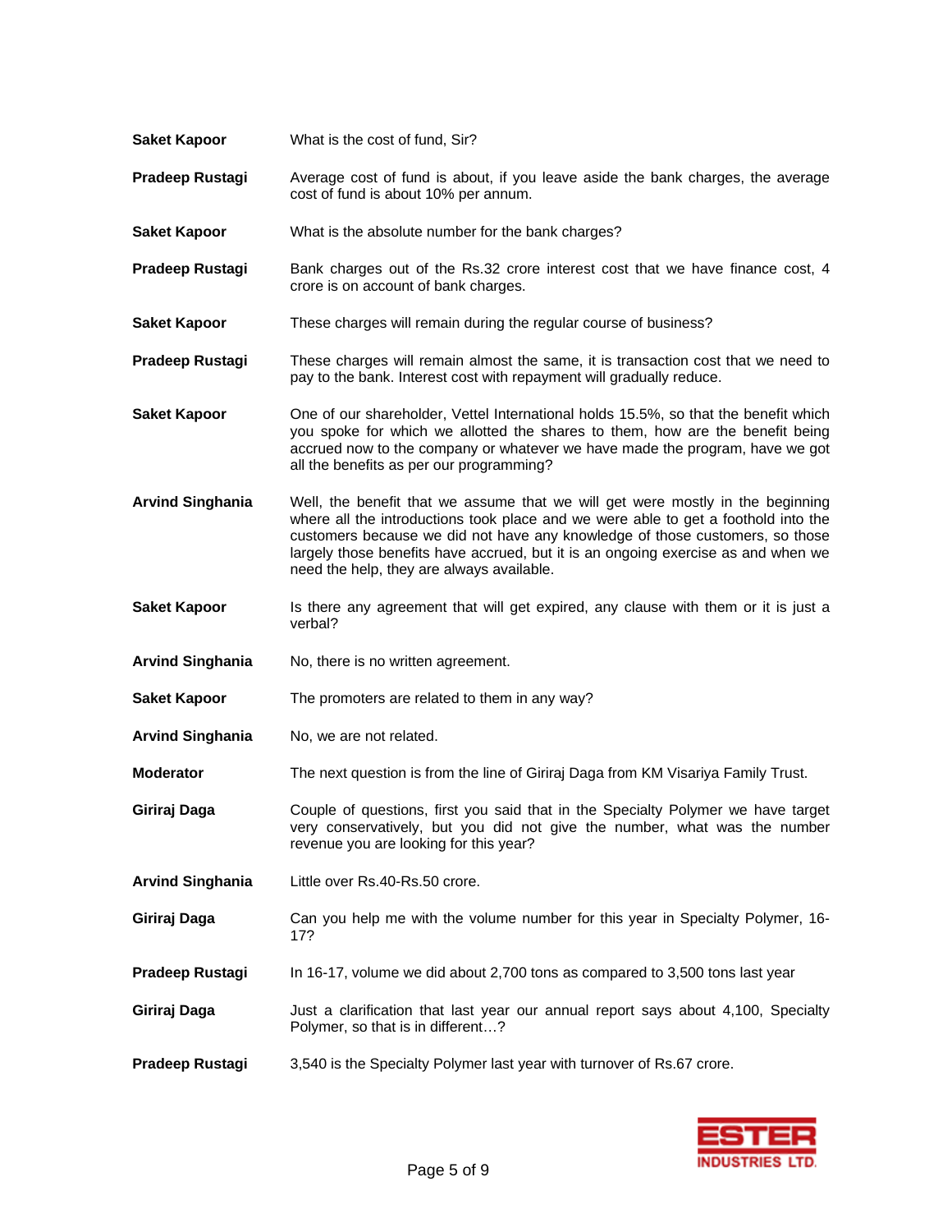**Saket Kapoor** What is the cost of fund, Sir?

**Pradeep Rustagi** Average cost of fund is about, if you leave aside the bank charges, the average cost of fund is about 10% per annum.

**Saket Kapoor** What is the absolute number for the bank charges?

**Pradeep Rustagi** Bank charges out of the Rs.32 crore interest cost that we have finance cost, 4 crore is on account of bank charges.

**Saket Kapoor** These charges will remain during the regular course of business?

**Pradeep Rustagi** These charges will remain almost the same, it is transaction cost that we need to pay to the bank. Interest cost with repayment will gradually reduce.

**Saket Kapoor** One of our shareholder, Vettel International holds 15.5%, so that the benefit which you spoke for which we allotted the shares to them, how are the benefit being accrued now to the company or whatever we have made the program, have we got all the benefits as per our programming?

**Arvind Singhania** Well, the benefit that we assume that we will get were mostly in the beginning where all the introductions took place and we were able to get a foothold into the customers because we did not have any knowledge of those customers, so those largely those benefits have accrued, but it is an ongoing exercise as and when we need the help, they are always available.

**Saket Kapoor** Is there any agreement that will get expired, any clause with them or it is just a verbal?

**Arvind Singhania** No, there is no written agreement.

**Saket Kapoor** The promoters are related to them in any way?

**Arvind Singhania** No, we are not related.

**Moderator** The next question is from the line of Giriraj Daga from KM Visariya Family Trust.

**Giriraj Daga** Couple of questions, first you said that in the Specialty Polymer we have target very conservatively, but you did not give the number, what was the number revenue you are looking for this year?

**Arvind Singhania** Little over Rs.40-Rs.50 crore.

**Giriraj Daga** Can you help me with the volume number for this year in Specialty Polymer, 16-17?

**Pradeep Rustagi** In 16-17, volume we did about 2,700 tons as compared to 3,500 tons last year

**Giriraj Daga** Just a clarification that last year our annual report says about 4,100, Specialty Polymer, so that is in different…?

**Pradeep Rustagi** 3,540 is the Specialty Polymer last year with turnover of Rs.67 crore.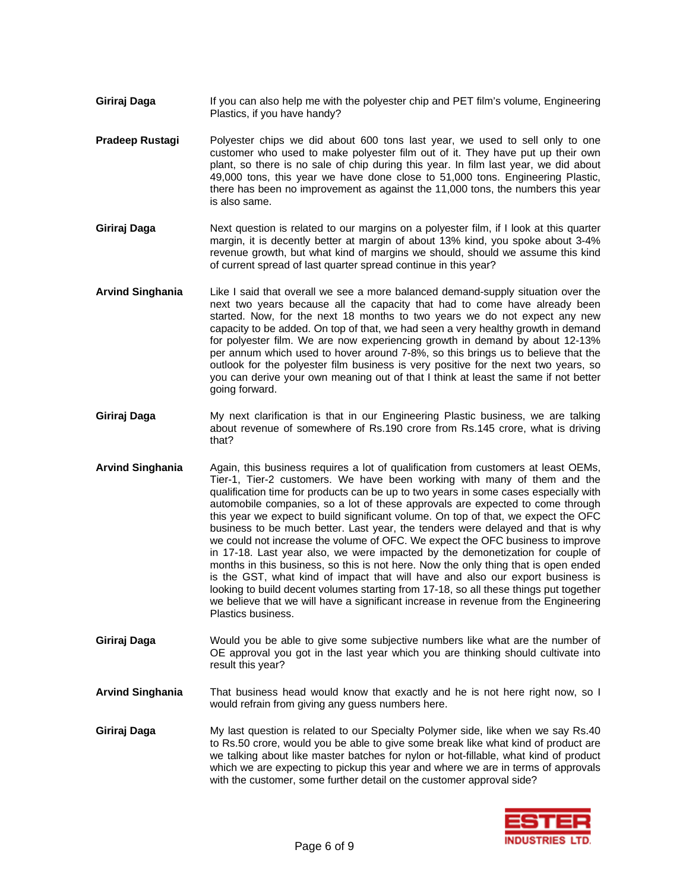**Giriraj Daga** If you can also help me with the polyester chip and PET film's volume, Engineering Plastics, if you have handy?

**Pradeep Rustagi** Polyester chips we did about 600 tons last year, we used to sell only to one customer who used to make polyester film out of it. They have put up their own plant, so there is no sale of chip during this year. In film last year, we did about 49,000 tons, this year we have done close to 51,000 tons. Engineering Plastic, there has been no improvement as against the 11,000 tons, the numbers this year is also same.

**Giriraj Daga** Next question is related to our margins on a polyester film, if I look at this quarter margin, it is decently better at margin of about 13% kind, you spoke about 3-4% revenue growth, but what kind of margins we should, should we assume this kind of current spread of last quarter spread continue in this year?

**Arvind Singhania** Like I said that overall we see a more balanced demand-supply situation over the next two years because all the capacity that had to come have already been started. Now, for the next 18 months to two years we do not expect any new capacity to be added. On top of that, we had seen a very healthy growth in demand for polyester film. We are now experiencing growth in demand by about 12-13% per annum which used to hover around 7-8%, so this brings us to believe that the outlook for the polyester film business is very positive for the next two years, so you can derive your own meaning out of that I think at least the same if not better going forward.

**Giriraj Daga** My next clarification is that in our Engineering Plastic business, we are talking about revenue of somewhere of Rs.190 crore from Rs.145 crore, what is driving that?

**Arvind Singhania** Again, this business requires a lot of qualification from customers at least OEMs, Tier-1, Tier-2 customers. We have been working with many of them and the qualification time for products can be up to two years in some cases especially with automobile companies, so a lot of these approvals are expected to come through this year we expect to build significant volume. On top of that, we expect the OFC business to be much better. Last year, the tenders were delayed and that is why we could not increase the volume of OFC. We expect the OFC business to improve in 17-18. Last year also, we were impacted by the demonetization for couple of months in this business, so this is not here. Now the only thing that is open ended is the GST, what kind of impact that will have and also our export business is looking to build decent volumes starting from 17-18, so all these things put together we believe that we will have a significant increase in revenue from the Engineering Plastics business.

**Giriraj Daga** Would you be able to give some subjective numbers like what are the number of OE approval you got in the last year which you are thinking should cultivate into result this year?

**Arvind Singhania** That business head would know that exactly and he is not here right now, so I would refrain from giving any guess numbers here.

**Giriraj Daga** My last question is related to our Specialty Polymer side, like when we say Rs.40 to Rs.50 crore, would you be able to give some break like what kind of product are we talking about like master batches for nylon or hot-fillable, what kind of product which we are expecting to pickup this year and where we are in terms of approvals with the customer, some further detail on the customer approval side?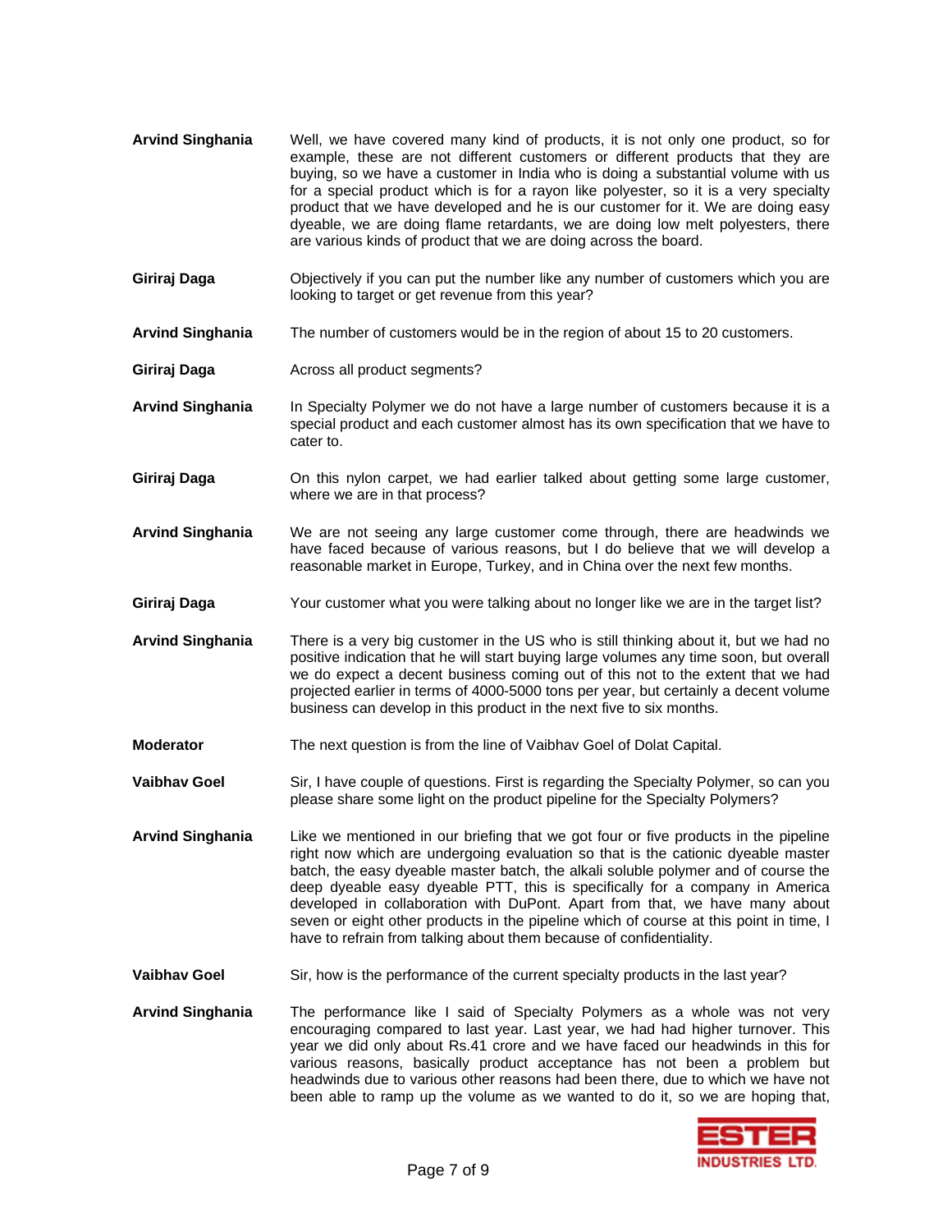**Arvind Singhania** Well, we have covered many kind of products, it is not only one product, so for example, these are not different customers or different products that they are buying, so we have a customer in India who is doing a substantial volume with us for a special product which is for a rayon like polyester, so it is a very specialty product that we have developed and he is our customer for it. We are doing easy dyeable, we are doing flame retardants, we are doing low melt polyesters, there are various kinds of product that we are doing across the board.

**Giriraj Daga** Objectively if you can put the number like any number of customers which you are looking to target or get revenue from this year?

**Arvind Singhania** The number of customers would be in the region of about 15 to 20 customers.

**Giriraj Daga** Across all product segments?

**Arvind Singhania** In Specialty Polymer we do not have a large number of customers because it is a special product and each customer almost has its own specification that we have to cater to.

**Giriraj Daga** On this nylon carpet, we had earlier talked about getting some large customer, where we are in that process?

**Arvind Singhania** We are not seeing any large customer come through, there are headwinds we have faced because of various reasons, but I do believe that we will develop a reasonable market in Europe, Turkey, and in China over the next few months.

**Giriraj Daga** Your customer what you were talking about no longer like we are in the target list?

**Arvind Singhania** There is a very big customer in the US who is still thinking about it, but we had no positive indication that he will start buying large volumes any time soon, but overall we do expect a decent business coming out of this not to the extent that we had projected earlier in terms of 4000-5000 tons per year, but certainly a decent volume business can develop in this product in the next five to six months.

**Moderator** The next question is from the line of Vaibhav Goel of Dolat Capital.

**Vaibhav Goel** Sir, I have couple of questions. First is regarding the Specialty Polymer, so can you please share some light on the product pipeline for the Specialty Polymers?

**Arvind Singhania** Like we mentioned in our briefing that we got four or five products in the pipeline right now which are undergoing evaluation so that is the cationic dyeable master batch, the easy dyeable master batch, the alkali soluble polymer and of course the deep dyeable easy dyeable PTT, this is specifically for a company in America developed in collaboration with DuPont. Apart from that, we have many about seven or eight other products in the pipeline which of course at this point in time, I have to refrain from talking about them because of confidentiality.

**Vaibhav Goel** Sir, how is the performance of the current specialty products in the last year?

**Arvind Singhania** The performance like I said of Specialty Polymers as a whole was not very encouraging compared to last year. Last year, we had had higher turnover. This year we did only about Rs.41 crore and we have faced our headwinds in this for various reasons, basically product acceptance has not been a problem but headwinds due to various other reasons had been there, due to which we have not been able to ramp up the volume as we wanted to do it, so we are hoping that,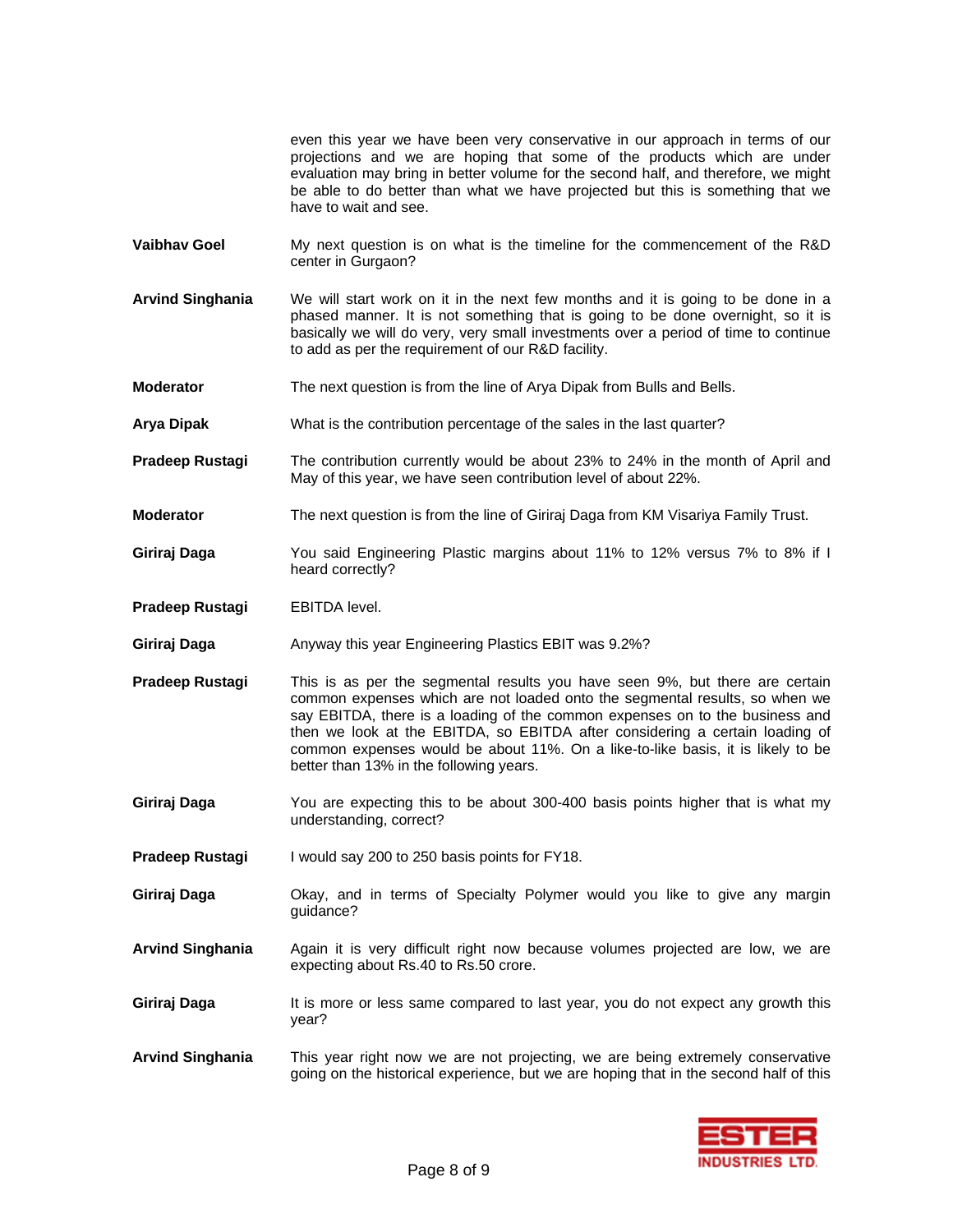even this year we have been very conservative in our approach in terms of our projections and we are hoping that some of the products which are under evaluation may bring in better volume for the second half, and therefore, we might be able to do better than what we have projected but this is something that we have to wait and see.

**Vaibhav Goel** My next question is on what is the timeline for the commencement of the R&D center in Gurgaon?

**Arvind Singhania** We will start work on it in the next few months and it is going to be done in a phased manner. It is not something that is going to be done overnight, so it is basically we will do very, very small investments over a period of time to continue to add as per the requirement of our R&D facility.

**Moderator** The next question is from the line of Arya Dipak from Bulls and Bells.

**Arya Dipak** What is the contribution percentage of the sales in the last quarter?

**Pradeep Rustagi** The contribution currently would be about 23% to 24% in the month of April and May of this year, we have seen contribution level of about 22%.

**Moderator** The next question is from the line of Giriraj Daga from KM Visariya Family Trust.

**Giriraj Daga** You said Engineering Plastic margins about 11% to 12% versus 7% to 8% if I heard correctly?

**Pradeep Rustagi** EBITDA level.

**Giriraj Daga** Anyway this year Engineering Plastics EBIT was 9.2%?

**Pradeep Rustagi** This is as per the segmental results you have seen 9%, but there are certain common expenses which are not loaded onto the segmental results, so when we say EBITDA, there is a loading of the common expenses on to the business and then we look at the EBITDA, so EBITDA after considering a certain loading of common expenses would be about 11%. On a like-to-like basis, it is likely to be better than 13% in the following years.

**Giriraj Daga** You are expecting this to be about 300-400 basis points higher that is what my understanding, correct?

**Pradeep Rustagi** I would say 200 to 250 basis points for FY18.

**Giriraj Daga** Okay, and in terms of Specialty Polymer would you like to give any margin guidance?

**Arvind Singhania** Again it is very difficult right now because volumes projected are low, we are expecting about Rs.40 to Rs.50 crore.

**Giriraj Daga** It is more or less same compared to last year, you do not expect any growth this year?

**Arvind Singhania** This year right now we are not projecting, we are being extremely conservative going on the historical experience, but we are hoping that in the second half of this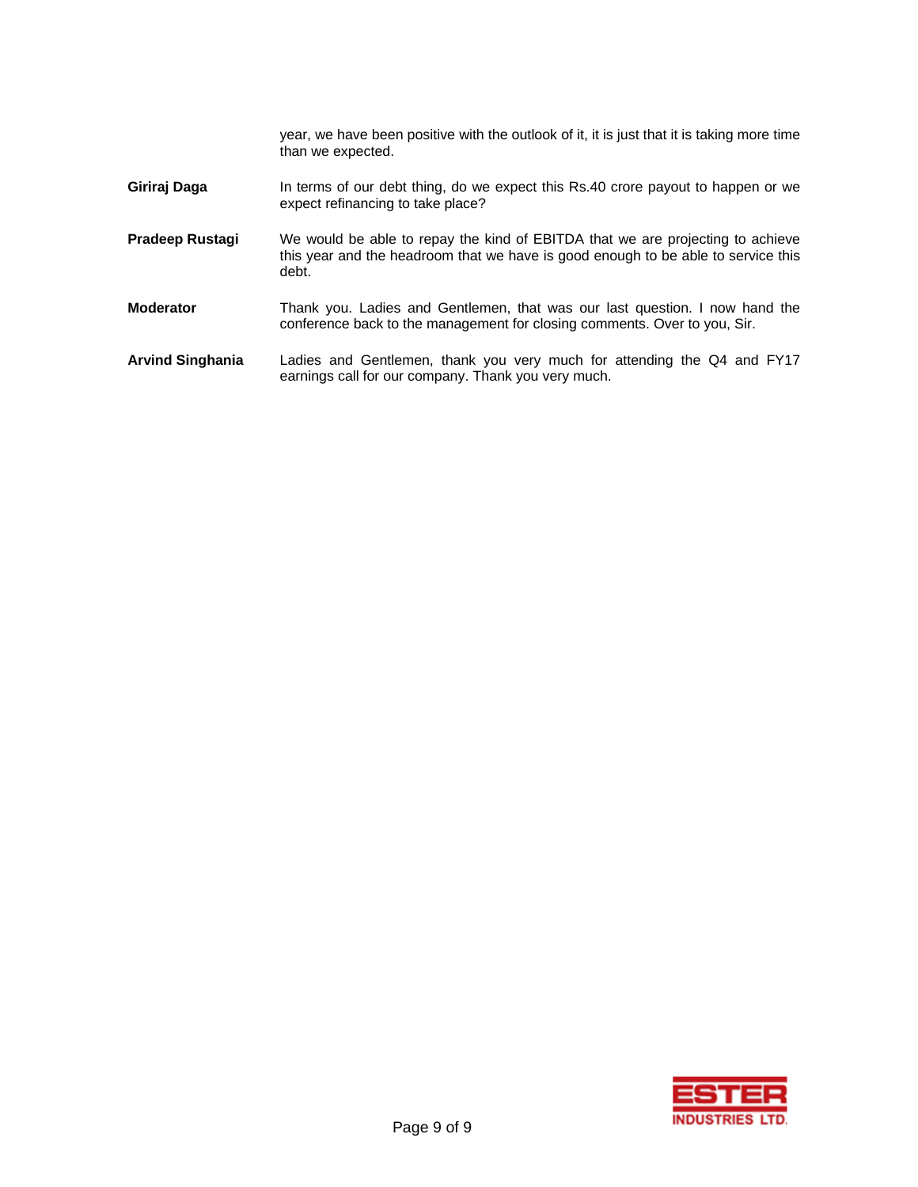year, we have been positive with the outlook of it, it is just that it is taking more time than we expected.

**Giriraj Daga**: In terms of our debt thing, do we expect this Rs.40 crore payout to happen or we expect refinancing to take place?

**Pradeep Rustagi**: We would be able to repay the kind of EBITDA that we are projecting to achieve this year and the headroom that we have is good enough to be able to service this debt.

**Moderator**: Thank you. Ladies and Gentlemen, that was our last question. I now hand the conference back to the management for closing comments. Over to you, Sir.

**Arvind Singhania**: Ladies and Gentlemen, thank you very much for attending the Q4 and FY17 earnings call for our company. Thank you very much.